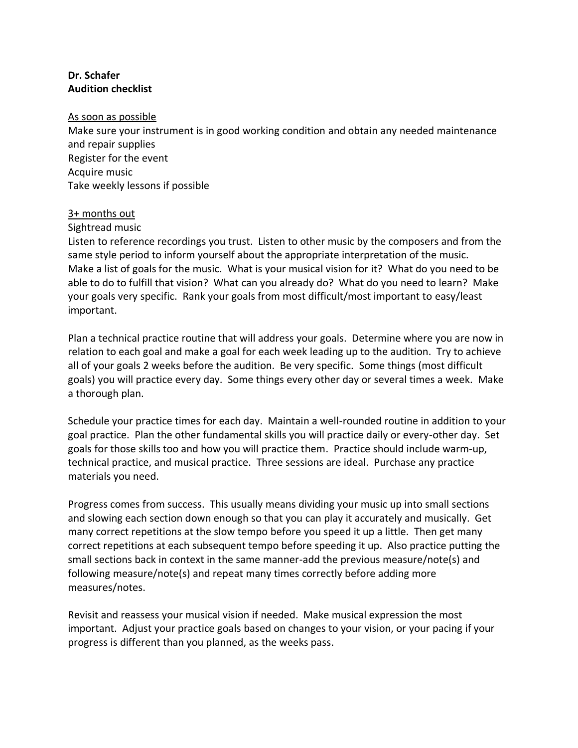**Dr. Schafer**
**Audition checklist**

<u>As soon as possible</u>

Make sure your instrument is in good working condition and obtain any needed maintenance and repair supplies
Register for the event
Acquire music
Take weekly lessons if possible

<u>3+ months out</u>

Sightread music
Listen to reference recordings you trust. Listen to other music by the composers and from the same style period to inform yourself about the appropriate interpretation of the music.
Make a list of goals for the music. What is your musical vision for it? What do you need to be able to do to fulfill that vision? What can you already do? What do you need to learn? Make your goals very specific. Rank your goals from most difficult/most important to easy/least important.

Plan a technical practice routine that will address your goals. Determine where you are now in relation to each goal and make a goal for each week leading up to the audition. Try to achieve all of your goals 2 weeks before the audition. Be very specific. Some things (most difficult goals) you will practice every day. Some things every other day or several times a week. Make a thorough plan.

Schedule your practice times for each day. Maintain a well-rounded routine in addition to your goal practice. Plan the other fundamental skills you will practice daily or every-other day. Set goals for those skills too and how you will practice them. Practice should include warm-up, technical practice, and musical practice. Three sessions are ideal. Purchase any practice materials you need.

Progress comes from success. This usually means dividing your music up into small sections and slowing each section down enough so that you can play it accurately and musically. Get many correct repetitions at the slow tempo before you speed it up a little. Then get many correct repetitions at each subsequent tempo before speeding it up. Also practice putting the small sections back in context in the same manner-add the previous measure/note(s) and following measure/note(s) and repeat many times correctly before adding more measures/notes.

Revisit and reassess your musical vision if needed. Make musical expression the most important. Adjust your practice goals based on changes to your vision, or your pacing if your progress is different than you planned, as the weeks pass.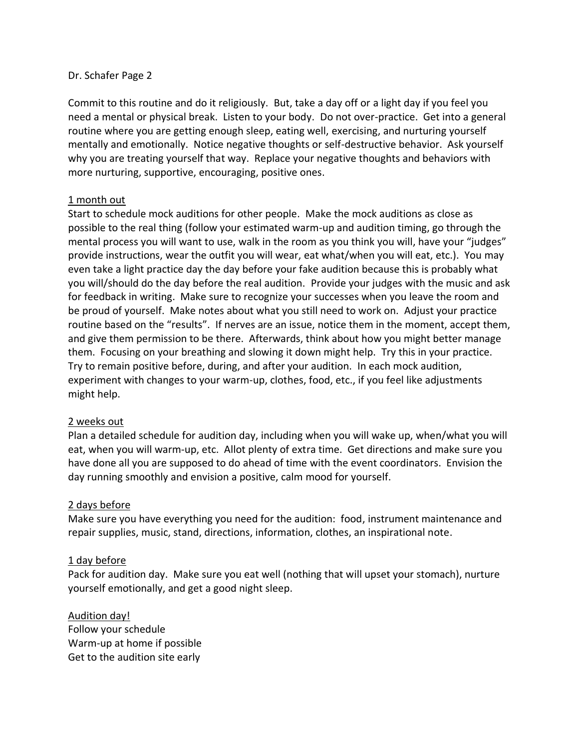Commit to this routine and do it religiously. But, take a day off or a light day if you feel you need a mental or physical break. Listen to your body. Do not over-practice. Get into a general routine where you are getting enough sleep, eating well, exercising, and nurturing yourself mentally and emotionally. Notice negative thoughts or self-destructive behavior. Ask yourself why you are treating yourself that way. Replace your negative thoughts and behaviors with more nurturing, supportive, encouraging, positive ones.

<u>1 month out</u>

Start to schedule mock auditions for other people. Make the mock auditions as close as possible to the real thing (follow your estimated warm-up and audition timing, go through the mental process you will want to use, walk in the room as you think you will, have your "judges" provide instructions, wear the outfit you will wear, eat what/when you will eat, etc.). You may even take a light practice day the day before your fake audition because this is probably what you will/should do the day before the real audition. Provide your judges with the music and ask for feedback in writing. Make sure to recognize your successes when you leave the room and be proud of yourself. Make notes about what you still need to work on. Adjust your practice routine based on the "results". If nerves are an issue, notice them in the moment, accept them, and give them permission to be there. Afterwards, think about how you might better manage them. Focusing on your breathing and slowing it down might help. Try this in your practice. Try to remain positive before, during, and after your audition. In each mock audition, experiment with changes to your warm-up, clothes, food, etc., if you feel like adjustments might help.

<u>2 weeks out</u>

Plan a detailed schedule for audition day, including when you will wake up, when/what you will eat, when you will warm-up, etc. Allot plenty of extra time. Get directions and make sure you have done all you are supposed to do ahead of time with the event coordinators. Envision the day running smoothly and envision a positive, calm mood for yourself.

<u>2 days before</u>

Make sure you have everything you need for the audition: food, instrument maintenance and repair supplies, music, stand, directions, information, clothes, an inspirational note.

<u>1 day before</u>

Pack for audition day. Make sure you eat well (nothing that will upset your stomach), nurture yourself emotionally, and get a good night sleep.

<u>Audition day!</u>

Follow your schedule  
Warm-up at home if possible  
Get to the audition site early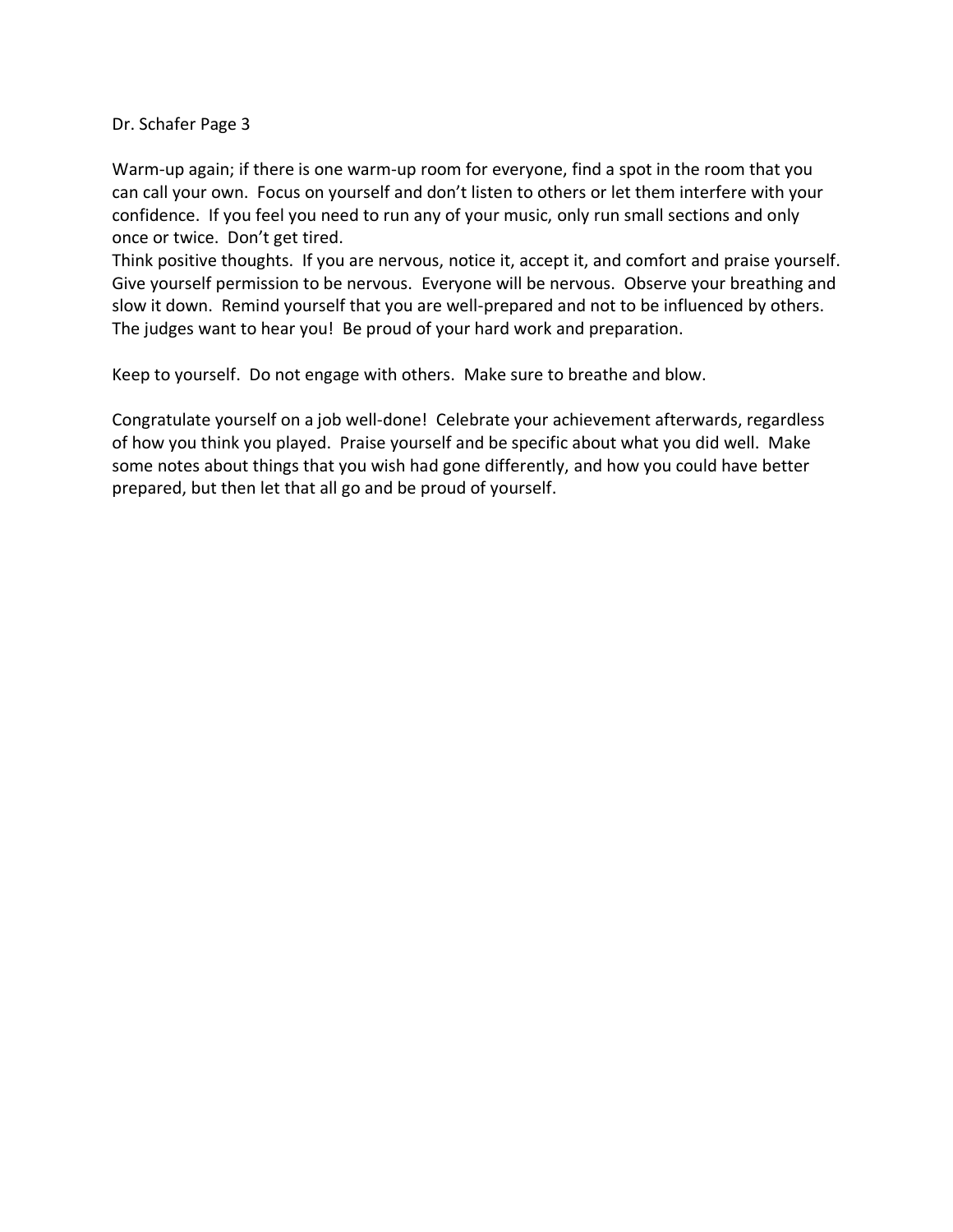Warm-up again; if there is one warm-up room for everyone, find a spot in the room that you can call your own. Focus on yourself and don't listen to others or let them interfere with your confidence. If you feel you need to run any of your music, only run small sections and only once or twice. Don't get tired.
Think positive thoughts. If you are nervous, notice it, accept it, and comfort and praise yourself. Give yourself permission to be nervous. Everyone will be nervous. Observe your breathing and slow it down. Remind yourself that you are well-prepared and not to be influenced by others. The judges want to hear you! Be proud of your hard work and preparation.

Keep to yourself. Do not engage with others. Make sure to breathe and blow.

Congratulate yourself on a job well-done! Celebrate your achievement afterwards, regardless of how you think you played. Praise yourself and be specific about what you did well. Make some notes about things that you wish had gone differently, and how you could have better prepared, but then let that all go and be proud of yourself.